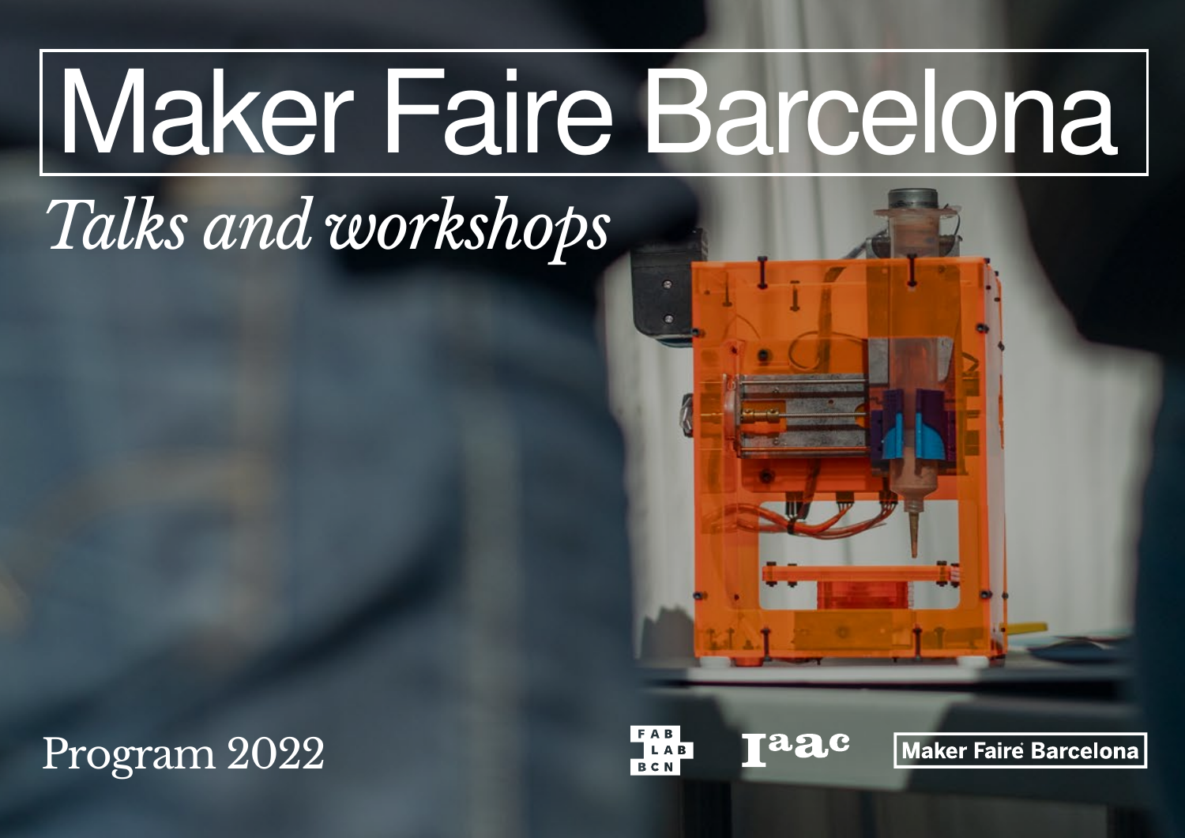# Maker Faire Barcelona

*Talks and workshops*

Program 2022

FAB LAB BCN

Iaac

Maker Faire Barcelona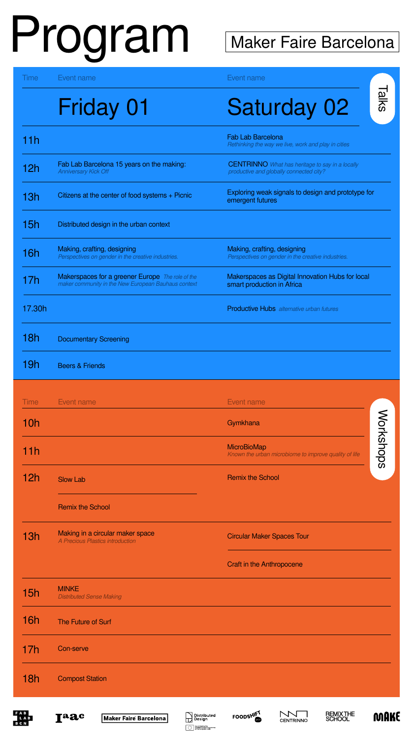# Program

Maker Faire Barcelona

## Talks

| Time | Event name<br>Friday 01 | Event name<br>Saturday 02 |
|---|---|---|
| 11h | | Fab Lab Barcelona<br>*Rethinking the way we live, work and play in cities* |
| 12h | Fab Lab Barcelona 15 years on the making:<br>*Anniversary Kick Off* | CENTRINNO *What has heritage to say in a locally productive and globally connected city?* |
| 13h | Citizens at the center of food systems + Picnic | Exploring weak signals to design and prototype for emergent futures |
| 15h | Distributed design in the urban context | |
| 16h | Making, crafting, designing<br>*Perspectives on gender in the creative industries.* | Making, crafting, designing<br>*Perspectives on gender in the creative industries.* |
| 17h | Makerspaces for a greener Europe *The role of the maker community in the New European Bauhaus context* | Makerspaces as Digital Innovation Hubs for local smart production in Africa |
| 17.30h | | Productive Hubs *alternative urban futures* |
| 18h | Documentary Screening | |
| 19h | Beers & Friends | |

## Workshops

| Time | Event name | Event name |
|---|---|---|
| 10h | | Gymkhana |
| 11h | | MicroBioMap<br>*Known the urban microbiome to improve quality of life* |
| 12h | Slow Lab | Remix the School |
| | Remix the School | |
| 13h | Making in a circular maker space<br>*A Precious Plastics introduction* | Circular Maker Spaces Tour |
| | | Craft in the Anthropocene |
| 15h | MINKE<br>*Distributed Sense Making* | |
| 16h | The Future of Surf | |
| 17h | Con-serve | |
| 18h | Compost Station | |

FAB LAB BCN · Iaac · Maker Faire Barcelona · Distributed Design · FOODSHIFT · CENTRINNO · REMIX THE SCHOOL · MAKE